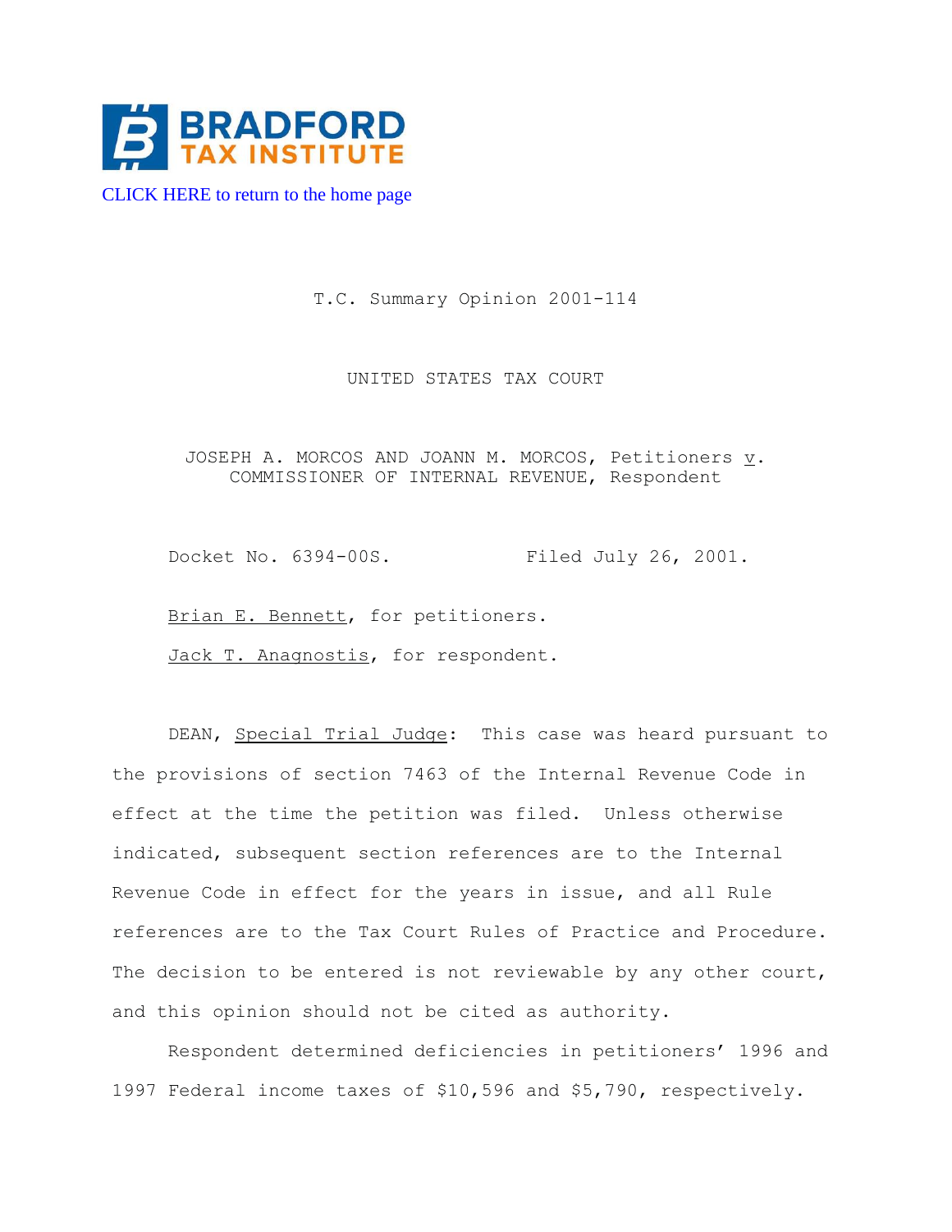BRADFORD TAX INSTITUTE

CLICK HERE to return to the home page

T.C. Summary Opinion 2001-114

UNITED STATES TAX COURT

JOSEPH A. MORCOS AND JOANN M. MORCOS, Petitioners *v.* COMMISSIONER OF INTERNAL REVENUE, Respondent

Docket No. 6394-00S. Filed July 26, 2001.

Brian E. Bennett, for petitioners.

Jack T. Anagnostis, for respondent.

DEAN, *Special Trial Judge*: This case was heard pursuant to the provisions of section 7463 of the Internal Revenue Code in effect at the time the petition was filed. Unless otherwise indicated, subsequent section references are to the Internal Revenue Code in effect for the years in issue, and all Rule references are to the Tax Court Rules of Practice and Procedure. The decision to be entered is not reviewable by any other court, and this opinion should not be cited as authority.

Respondent determined deficiencies in petitioners' 1996 and 1997 Federal income taxes of $10,596 and $5,790, respectively.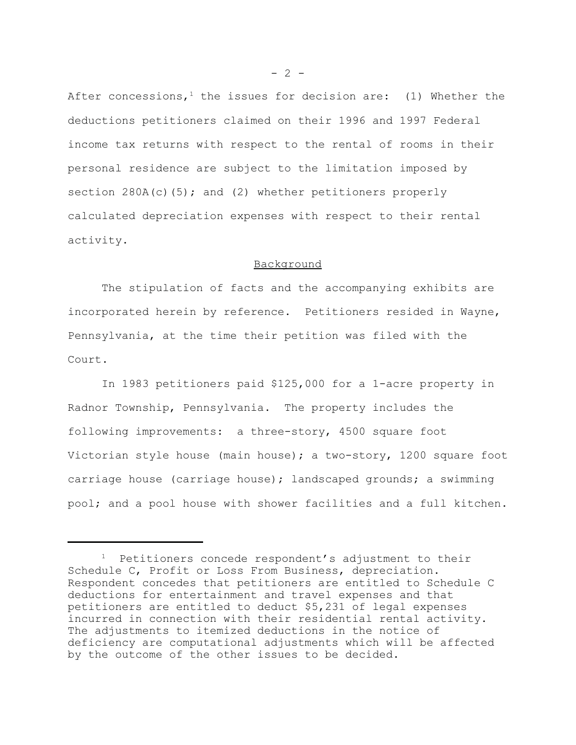After concessions,[1] the issues for decision are: (1) Whether the deductions petitioners claimed on their 1996 and 1997 Federal income tax returns with respect to the rental of rooms in their personal residence are subject to the limitation imposed by section 280A(c)(5); and (2) whether petitioners properly calculated depreciation expenses with respect to their rental activity.

## Background

The stipulation of facts and the accompanying exhibits are incorporated herein by reference. Petitioners resided in Wayne, Pennsylvania, at the time their petition was filed with the Court.

In 1983 petitioners paid $125,000 for a 1-acre property in Radnor Township, Pennsylvania. The property includes the following improvements: a three-story, 4500 square foot Victorian style house (main house); a two-story, 1200 square foot carriage house (carriage house); landscaped grounds; a swimming pool; and a pool house with shower facilities and a full kitchen.

---

[1] Petitioners concede respondent's adjustment to their Schedule C, Profit or Loss From Business, depreciation. Respondent concedes that petitioners are entitled to Schedule C deductions for entertainment and travel expenses and that petitioners are entitled to deduct $5,231 of legal expenses incurred in connection with their residential rental activity. The adjustments to itemized deductions in the notice of deficiency are computational adjustments which will be affected by the outcome of the other issues to be decided.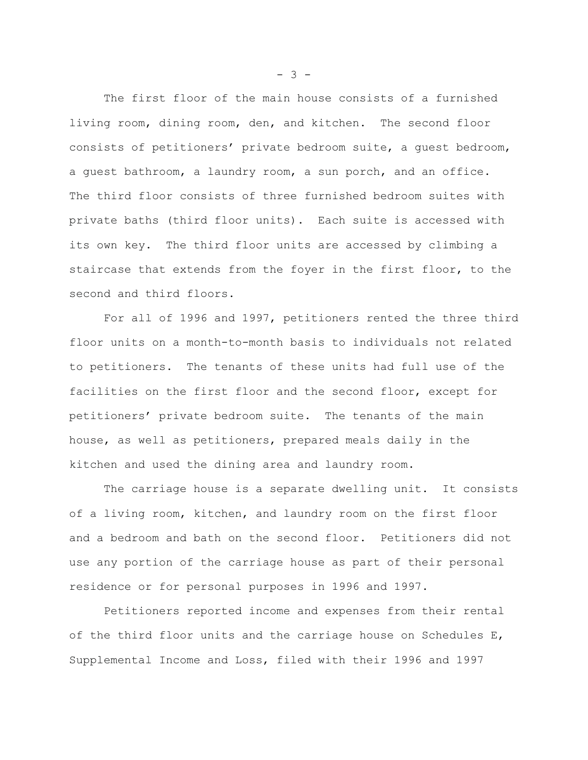The first floor of the main house consists of a furnished living room, dining room, den, and kitchen. The second floor consists of petitioners' private bedroom suite, a guest bedroom, a guest bathroom, a laundry room, a sun porch, and an office. The third floor consists of three furnished bedroom suites with private baths (third floor units). Each suite is accessed with its own key. The third floor units are accessed by climbing a staircase that extends from the foyer in the first floor, to the second and third floors.

For all of 1996 and 1997, petitioners rented the three third floor units on a month-to-month basis to individuals not related to petitioners. The tenants of these units had full use of the facilities on the first floor and the second floor, except for petitioners' private bedroom suite. The tenants of the main house, as well as petitioners, prepared meals daily in the kitchen and used the dining area and laundry room.

The carriage house is a separate dwelling unit. It consists of a living room, kitchen, and laundry room on the first floor and a bedroom and bath on the second floor. Petitioners did not use any portion of the carriage house as part of their personal residence or for personal purposes in 1996 and 1997.

Petitioners reported income and expenses from their rental of the third floor units and the carriage house on Schedules E, Supplemental Income and Loss, filed with their 1996 and 1997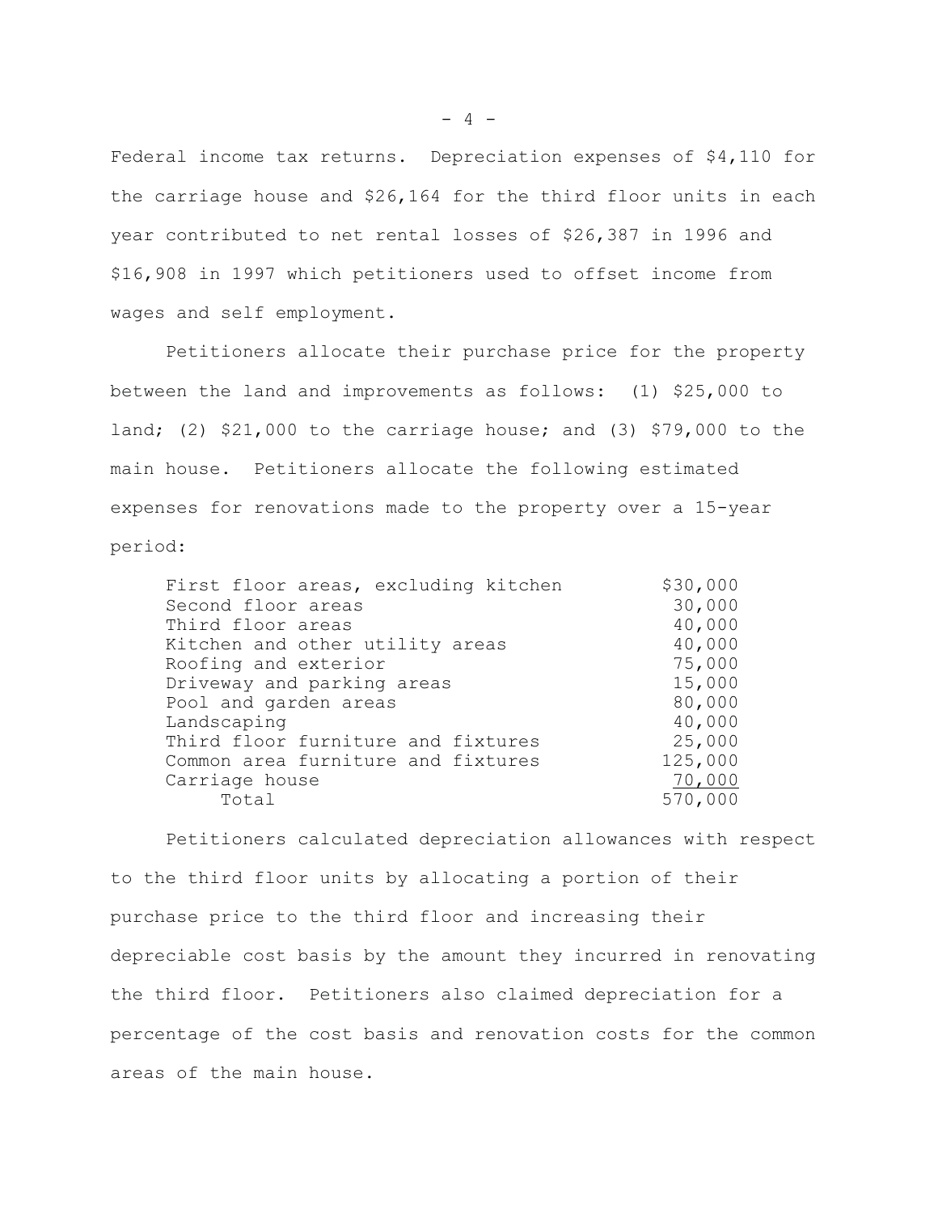Federal income tax returns. Depreciation expenses of $4,110 for the carriage house and $26,164 for the third floor units in each year contributed to net rental losses of $26,387 in 1996 and $16,908 in 1997 which petitioners used to offset income from wages and self employment.

Petitioners allocate their purchase price for the property between the land and improvements as follows: (1) $25,000 to land; (2) $21,000 to the carriage house; and (3) $79,000 to the main house. Petitioners allocate the following estimated expenses for renovations made to the property over a 15-year period:

| | |
|---|---|
| First floor areas, excluding kitchen | $30,000 |
| Second floor areas | 30,000 |
| Third floor areas | 40,000 |
| Kitchen and other utility areas | 40,000 |
| Roofing and exterior | 75,000 |
| Driveway and parking areas | 15,000 |
| Pool and garden areas | 80,000 |
| Landscaping | 40,000 |
| Third floor furniture and fixtures | 25,000 |
| Common area furniture and fixtures | 125,000 |
| Carriage house | 70,000 |
| Total | 570,000 |

Petitioners calculated depreciation allowances with respect to the third floor units by allocating a portion of their purchase price to the third floor and increasing their depreciable cost basis by the amount they incurred in renovating the third floor. Petitioners also claimed depreciation for a percentage of the cost basis and renovation costs for the common areas of the main house.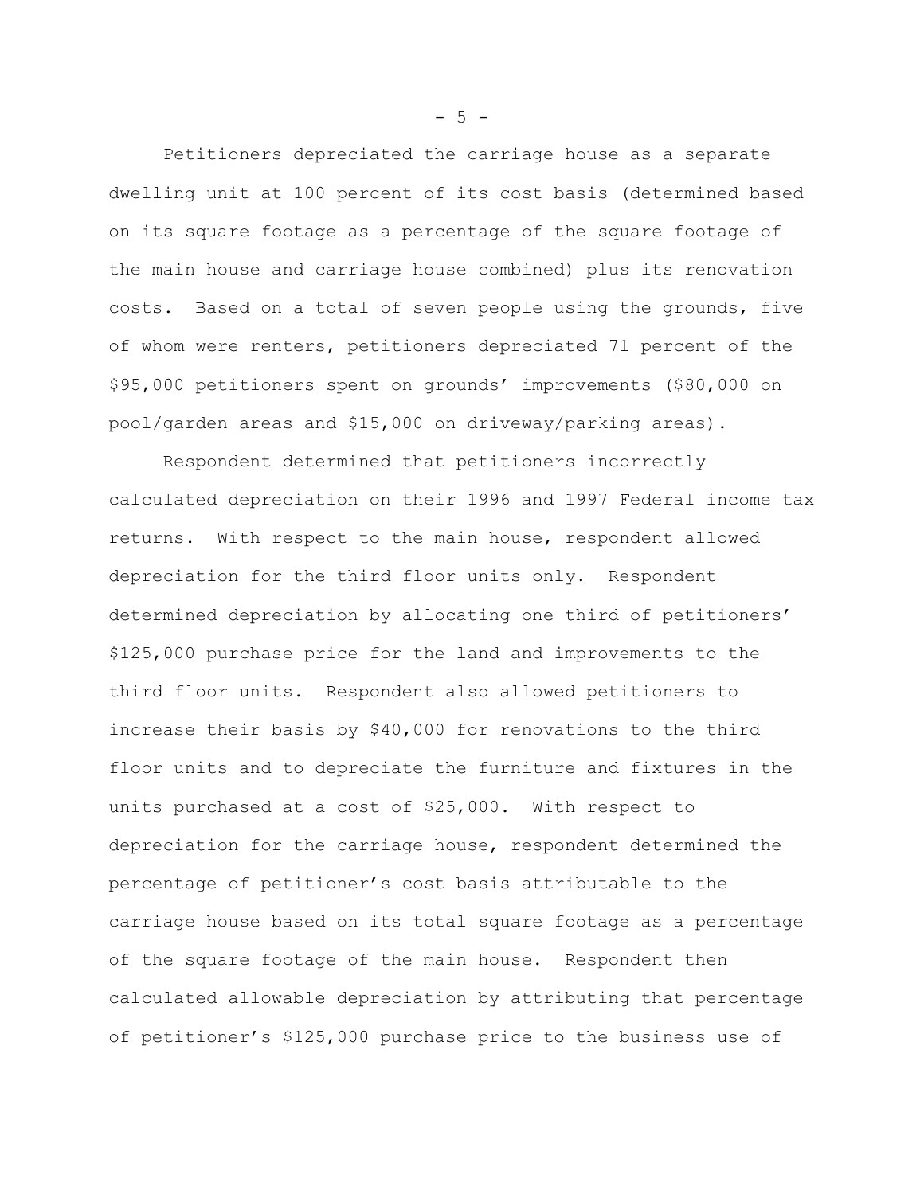Petitioners depreciated the carriage house as a separate dwelling unit at 100 percent of its cost basis (determined based on its square footage as a percentage of the square footage of the main house and carriage house combined) plus its renovation costs. Based on a total of seven people using the grounds, five of whom were renters, petitioners depreciated 71 percent of the $95,000 petitioners spent on grounds' improvements ($80,000 on pool/garden areas and $15,000 on driveway/parking areas).

Respondent determined that petitioners incorrectly calculated depreciation on their 1996 and 1997 Federal income tax returns. With respect to the main house, respondent allowed depreciation for the third floor units only. Respondent determined depreciation by allocating one third of petitioners' $125,000 purchase price for the land and improvements to the third floor units. Respondent also allowed petitioners to increase their basis by $40,000 for renovations to the third floor units and to depreciate the furniture and fixtures in the units purchased at a cost of $25,000. With respect to depreciation for the carriage house, respondent determined the percentage of petitioner's cost basis attributable to the carriage house based on its total square footage as a percentage of the square footage of the main house. Respondent then calculated allowable depreciation by attributing that percentage of petitioner's $125,000 purchase price to the business use of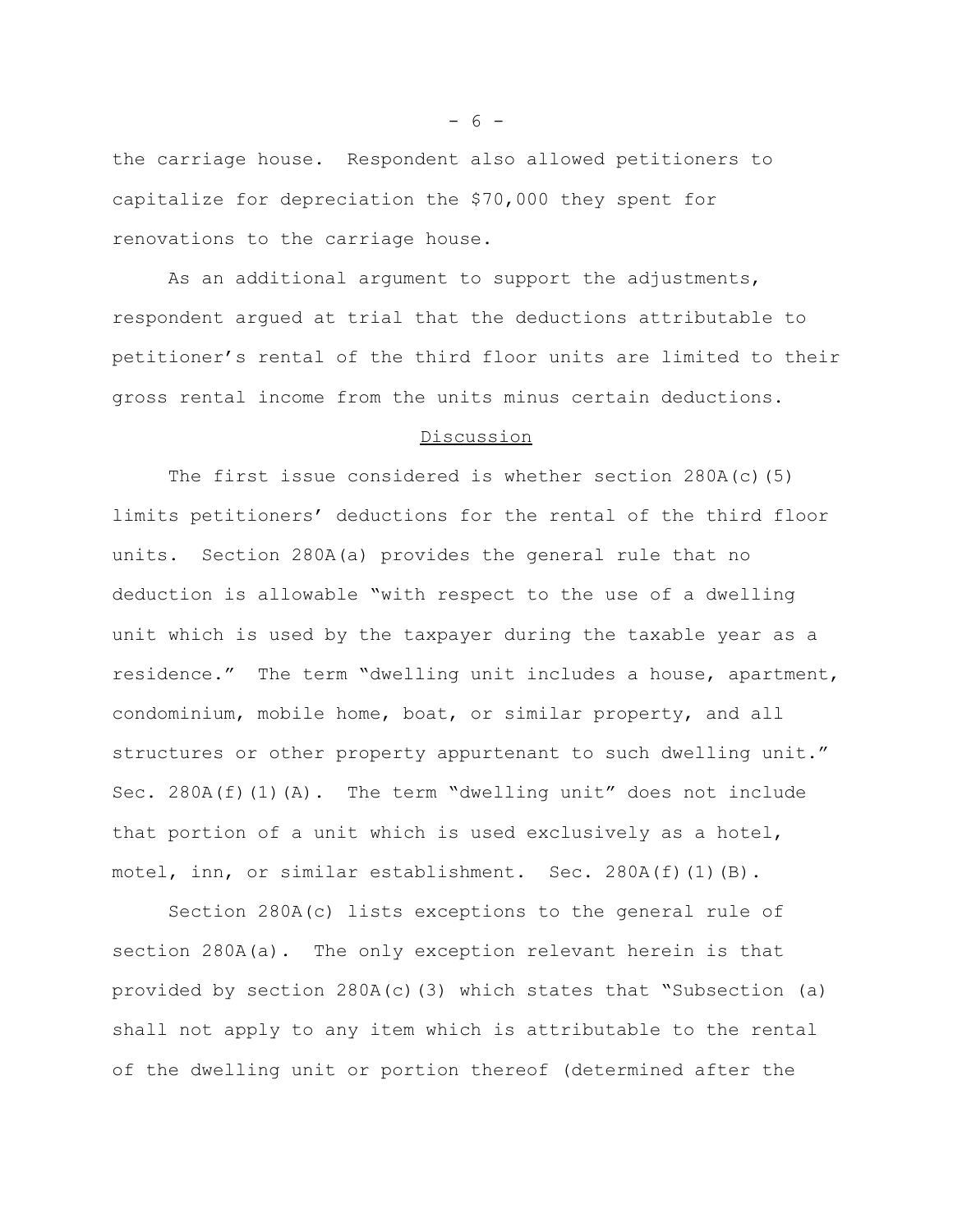the carriage house. Respondent also allowed petitioners to capitalize for depreciation the $70,000 they spent for renovations to the carriage house.

As an additional argument to support the adjustments, respondent argued at trial that the deductions attributable to petitioner's rental of the third floor units are limited to their gross rental income from the units minus certain deductions.

## Discussion

The first issue considered is whether section 280A(c)(5) limits petitioners' deductions for the rental of the third floor units. Section 280A(a) provides the general rule that no deduction is allowable "with respect to the use of a dwelling unit which is used by the taxpayer during the taxable year as a residence." The term "dwelling unit includes a house, apartment, condominium, mobile home, boat, or similar property, and all structures or other property appurtenant to such dwelling unit." Sec. 280A(f)(1)(A). The term "dwelling unit" does not include that portion of a unit which is used exclusively as a hotel, motel, inn, or similar establishment. Sec. 280A(f)(1)(B).

Section 280A(c) lists exceptions to the general rule of section 280A(a). The only exception relevant herein is that provided by section 280A(c)(3) which states that "Subsection (a) shall not apply to any item which is attributable to the rental of the dwelling unit or portion thereof (determined after the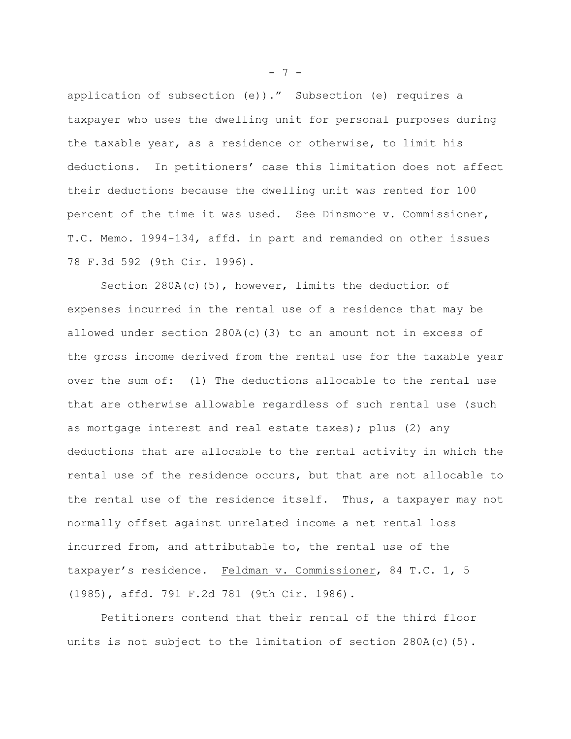application of subsection (e))." Subsection (e) requires a taxpayer who uses the dwelling unit for personal purposes during the taxable year, as a residence or otherwise, to limit his deductions. In petitioners' case this limitation does not affect their deductions because the dwelling unit was rented for 100 percent of the time it was used. See Dinsmore v. Commissioner, T.C. Memo. 1994-134, affd. in part and remanded on other issues 78 F.3d 592 (9th Cir. 1996).

Section 280A(c)(5), however, limits the deduction of expenses incurred in the rental use of a residence that may be allowed under section 280A(c)(3) to an amount not in excess of the gross income derived from the rental use for the taxable year over the sum of: (1) The deductions allocable to the rental use that are otherwise allowable regardless of such rental use (such as mortgage interest and real estate taxes); plus (2) any deductions that are allocable to the rental activity in which the rental use of the residence occurs, but that are not allocable to the rental use of the residence itself. Thus, a taxpayer may not normally offset against unrelated income a net rental loss incurred from, and attributable to, the rental use of the taxpayer's residence. Feldman v. Commissioner, 84 T.C. 1, 5 (1985), affd. 791 F.2d 781 (9th Cir. 1986).

Petitioners contend that their rental of the third floor units is not subject to the limitation of section 280A(c)(5).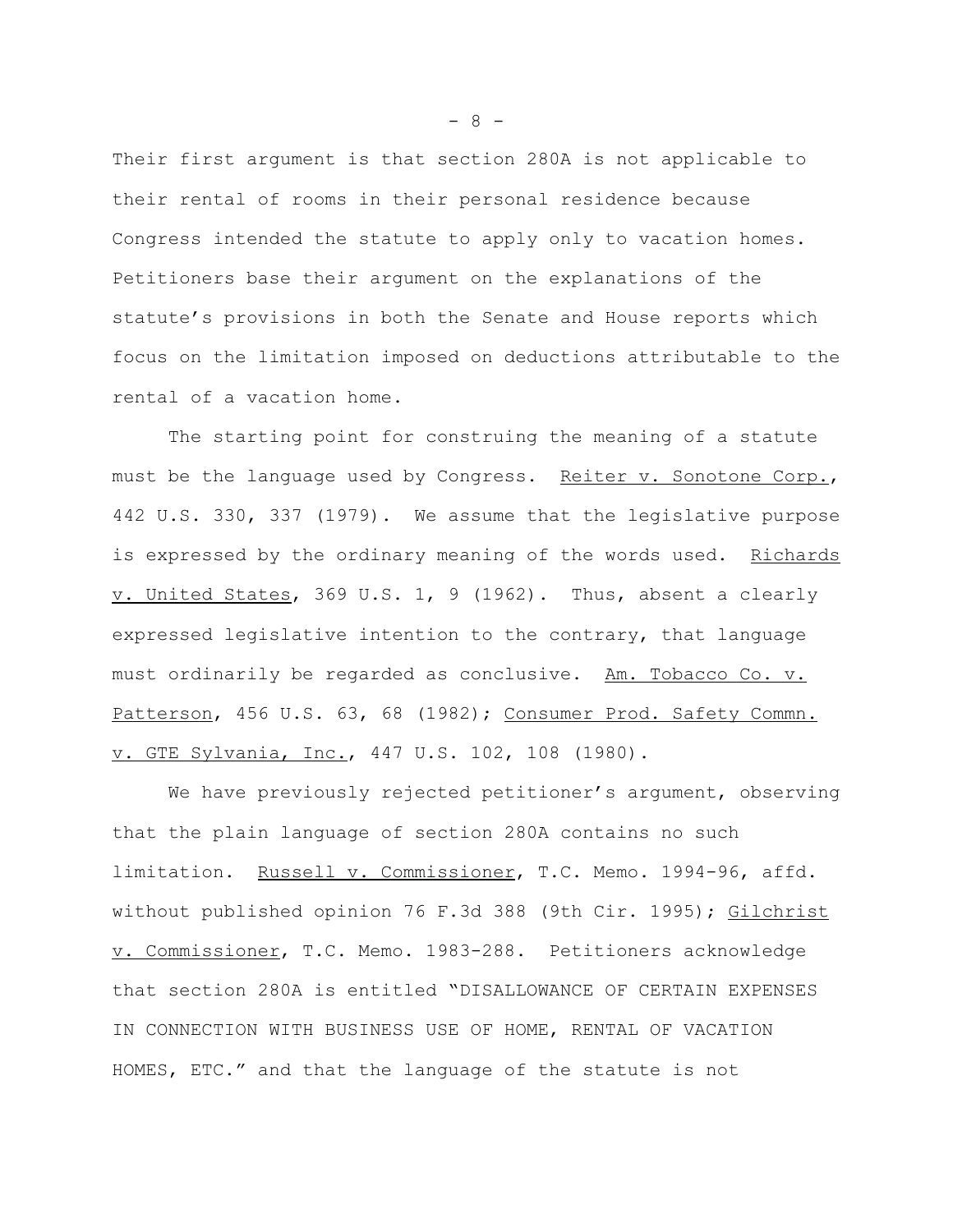Their first argument is that section 280A is not applicable to their rental of rooms in their personal residence because Congress intended the statute to apply only to vacation homes. Petitioners base their argument on the explanations of the statute's provisions in both the Senate and House reports which focus on the limitation imposed on deductions attributable to the rental of a vacation home.

The starting point for construing the meaning of a statute must be the language used by Congress. Reiter v. Sonotone Corp., 442 U.S. 330, 337 (1979). We assume that the legislative purpose is expressed by the ordinary meaning of the words used. Richards v. United States, 369 U.S. 1, 9 (1962). Thus, absent a clearly expressed legislative intention to the contrary, that language must ordinarily be regarded as conclusive. Am. Tobacco Co. v. Patterson, 456 U.S. 63, 68 (1982); Consumer Prod. Safety Commn. v. GTE Sylvania, Inc., 447 U.S. 102, 108 (1980).

We have previously rejected petitioner's argument, observing that the plain language of section 280A contains no such limitation. Russell v. Commissioner, T.C. Memo. 1994-96, affd. without published opinion 76 F.3d 388 (9th Cir. 1995); Gilchrist v. Commissioner, T.C. Memo. 1983-288. Petitioners acknowledge that section 280A is entitled "DISALLOWANCE OF CERTAIN EXPENSES IN CONNECTION WITH BUSINESS USE OF HOME, RENTAL OF VACATION HOMES, ETC." and that the language of the statute is not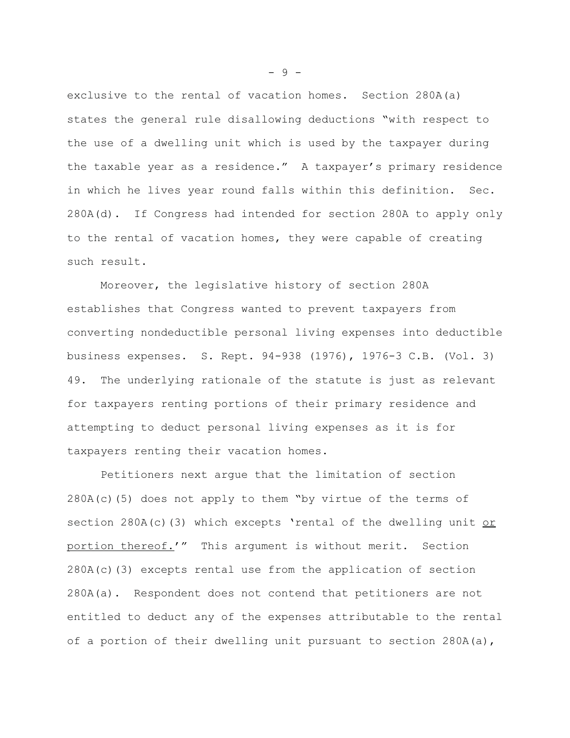exclusive to the rental of vacation homes. Section 280A(a) states the general rule disallowing deductions "with respect to the use of a dwelling unit which is used by the taxpayer during the taxable year as a residence." A taxpayer's primary residence in which he lives year round falls within this definition. Sec. 280A(d). If Congress had intended for section 280A to apply only to the rental of vacation homes, they were capable of creating such result.

Moreover, the legislative history of section 280A establishes that Congress wanted to prevent taxpayers from converting nondeductible personal living expenses into deductible business expenses. S. Rept. 94-938 (1976), 1976-3 C.B. (Vol. 3) 49. The underlying rationale of the statute is just as relevant for taxpayers renting portions of their primary residence and attempting to deduct personal living expenses as it is for taxpayers renting their vacation homes.

Petitioners next argue that the limitation of section 280A(c)(5) does not apply to them "by virtue of the terms of section 280A(c)(3) which excepts 'rental of the dwelling unit <u>or portion thereof</u>.'" This argument is without merit. Section 280A(c)(3) excepts rental use from the application of section 280A(a). Respondent does not contend that petitioners are not entitled to deduct any of the expenses attributable to the rental of a portion of their dwelling unit pursuant to section 280A(a),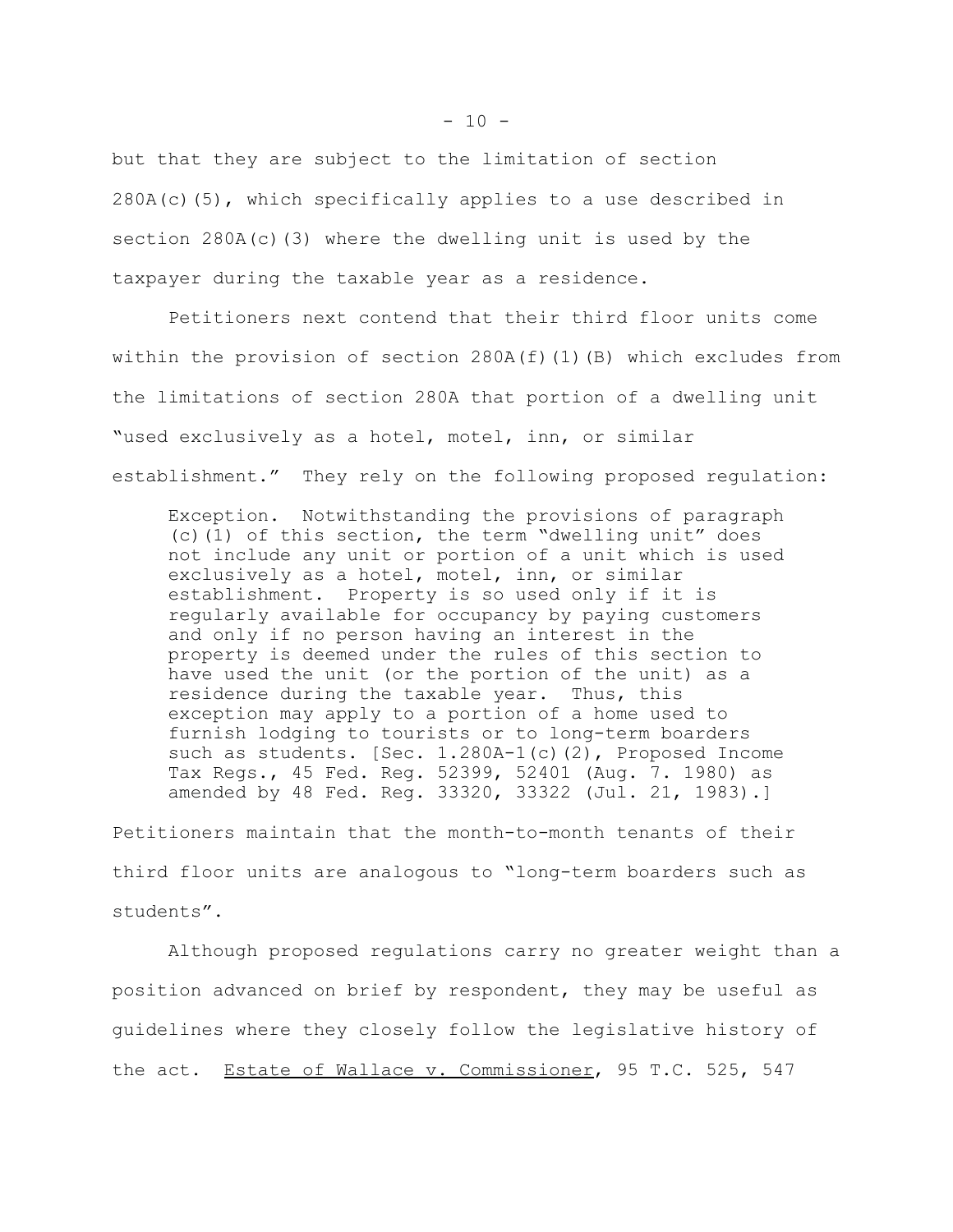but that they are subject to the limitation of section 280A(c)(5), which specifically applies to a use described in section 280A(c)(3) where the dwelling unit is used by the taxpayer during the taxable year as a residence.

Petitioners next contend that their third floor units come within the provision of section 280A(f)(1)(B) which excludes from the limitations of section 280A that portion of a dwelling unit "used exclusively as a hotel, motel, inn, or similar establishment." They rely on the following proposed regulation:

> Exception. Notwithstanding the provisions of paragraph (c)(1) of this section, the term "dwelling unit" does not include any unit or portion of a unit which is used exclusively as a hotel, motel, inn, or similar establishment. Property is so used only if it is regularly available for occupancy by paying customers and only if no person having an interest in the property is deemed under the rules of this section to have used the unit (or the portion of the unit) as a residence during the taxable year. Thus, this exception may apply to a portion of a home used to furnish lodging to tourists or to long-term boarders such as students. [Sec. 1.280A-1(c)(2), Proposed Income Tax Regs., 45 Fed. Reg. 52399, 52401 (Aug. 7. 1980) as amended by 48 Fed. Reg. 33320, 33322 (Jul. 21, 1983).]

Petitioners maintain that the month-to-month tenants of their third floor units are analogous to "long-term boarders such as students".

Although proposed regulations carry no greater weight than a position advanced on brief by respondent, they may be useful as guidelines where they closely follow the legislative history of the act. Estate of Wallace v. Commissioner, 95 T.C. 525, 547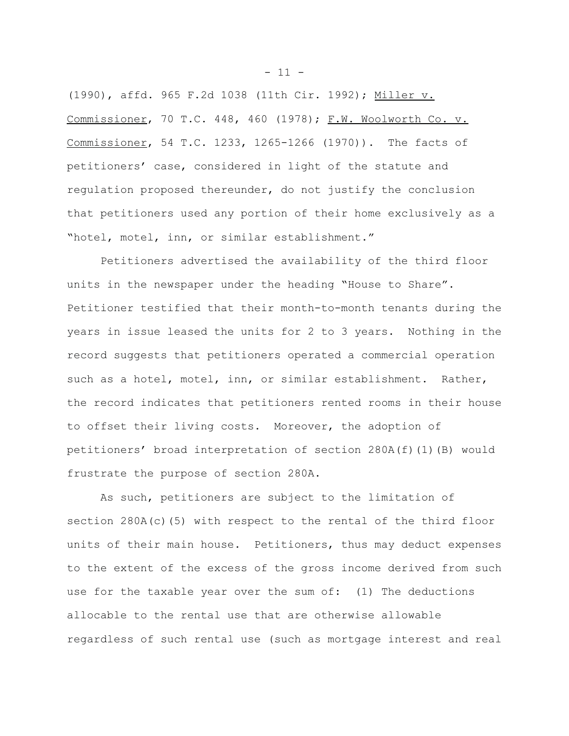(1990), affd. 965 F.2d 1038 (11th Cir. 1992); Miller v. Commissioner, 70 T.C. 448, 460 (1978); F.W. Woolworth Co. v. Commissioner, 54 T.C. 1233, 1265-1266 (1970)). The facts of petitioners' case, considered in light of the statute and regulation proposed thereunder, do not justify the conclusion that petitioners used any portion of their home exclusively as a "hotel, motel, inn, or similar establishment."

Petitioners advertised the availability of the third floor units in the newspaper under the heading "House to Share". Petitioner testified that their month-to-month tenants during the years in issue leased the units for 2 to 3 years. Nothing in the record suggests that petitioners operated a commercial operation such as a hotel, motel, inn, or similar establishment. Rather, the record indicates that petitioners rented rooms in their house to offset their living costs. Moreover, the adoption of petitioners' broad interpretation of section 280A(f)(1)(B) would frustrate the purpose of section 280A.

As such, petitioners are subject to the limitation of section 280A(c)(5) with respect to the rental of the third floor units of their main house. Petitioners, thus may deduct expenses to the extent of the excess of the gross income derived from such use for the taxable year over the sum of: (1) The deductions allocable to the rental use that are otherwise allowable regardless of such rental use (such as mortgage interest and real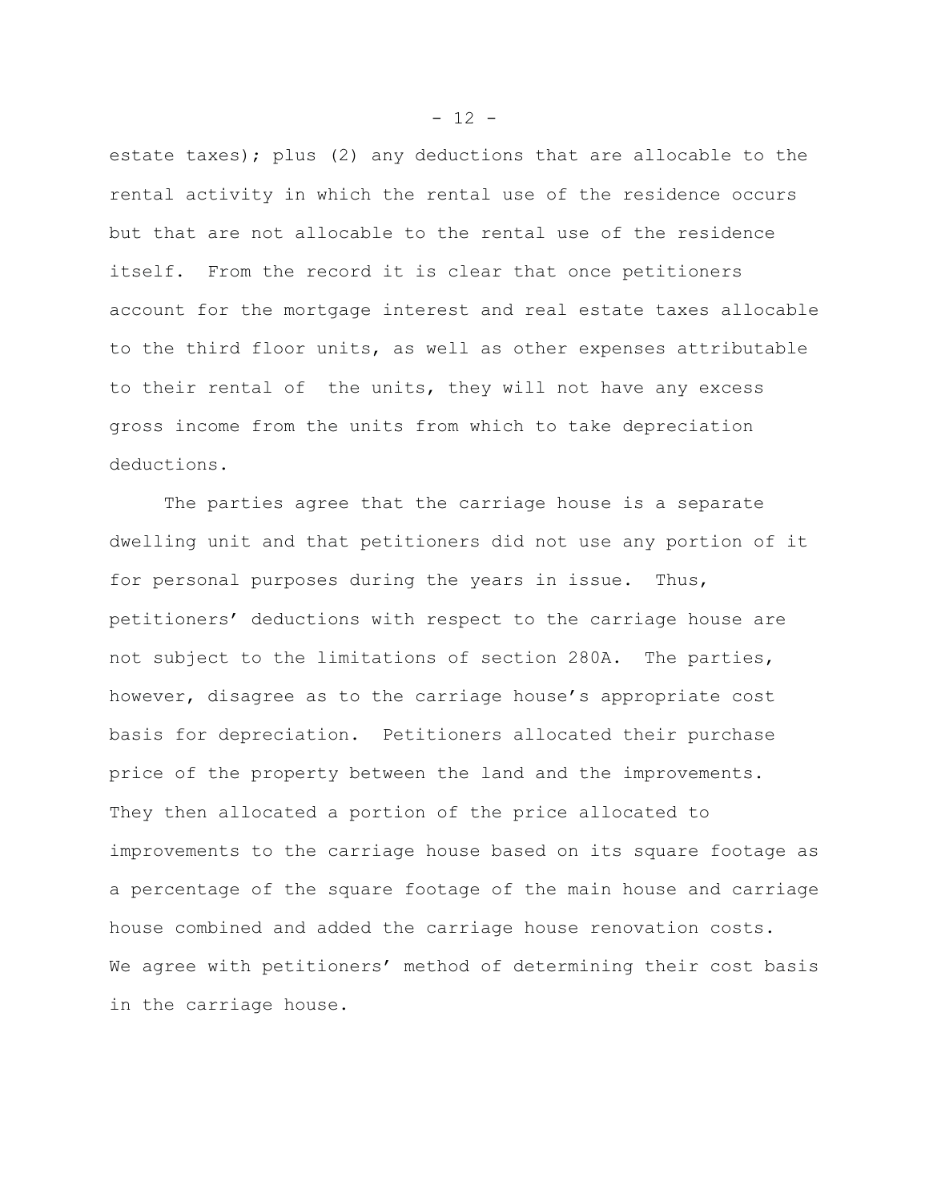estate taxes); plus (2) any deductions that are allocable to the rental activity in which the rental use of the residence occurs but that are not allocable to the rental use of the residence itself. From the record it is clear that once petitioners account for the mortgage interest and real estate taxes allocable to the third floor units, as well as other expenses attributable to their rental of the units, they will not have any excess gross income from the units from which to take depreciation deductions.

The parties agree that the carriage house is a separate dwelling unit and that petitioners did not use any portion of it for personal purposes during the years in issue. Thus, petitioners' deductions with respect to the carriage house are not subject to the limitations of section 280A. The parties, however, disagree as to the carriage house's appropriate cost basis for depreciation. Petitioners allocated their purchase price of the property between the land and the improvements. They then allocated a portion of the price allocated to improvements to the carriage house based on its square footage as a percentage of the square footage of the main house and carriage house combined and added the carriage house renovation costs. We agree with petitioners' method of determining their cost basis in the carriage house.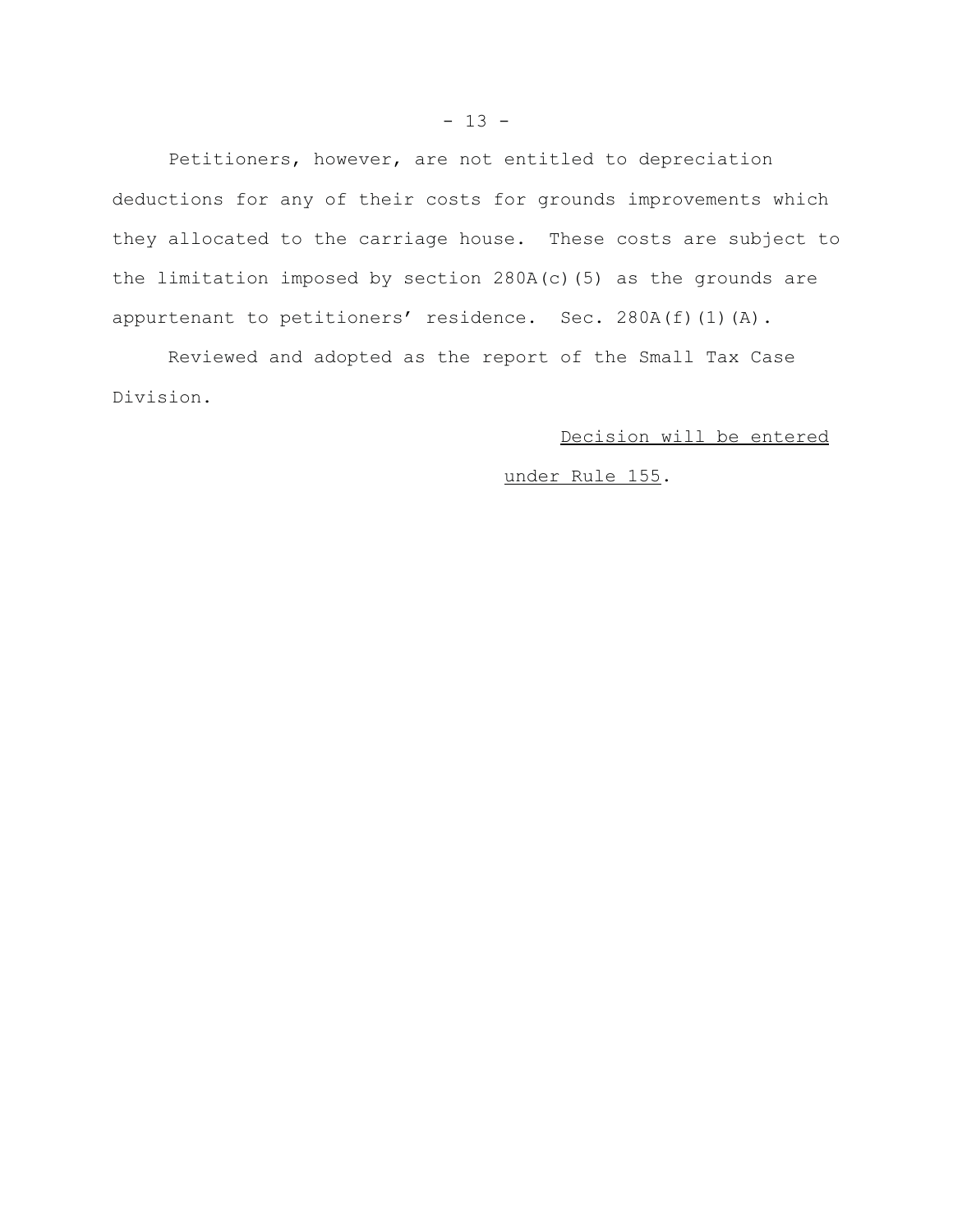Petitioners, however, are not entitled to depreciation deductions for any of their costs for grounds improvements which they allocated to the carriage house. These costs are subject to the limitation imposed by section 280A(c)(5) as the grounds are appurtenant to petitioners' residence. Sec. 280A(f)(1)(A).

Reviewed and adopted as the report of the Small Tax Case Division.

Decision will be entered under Rule 155.